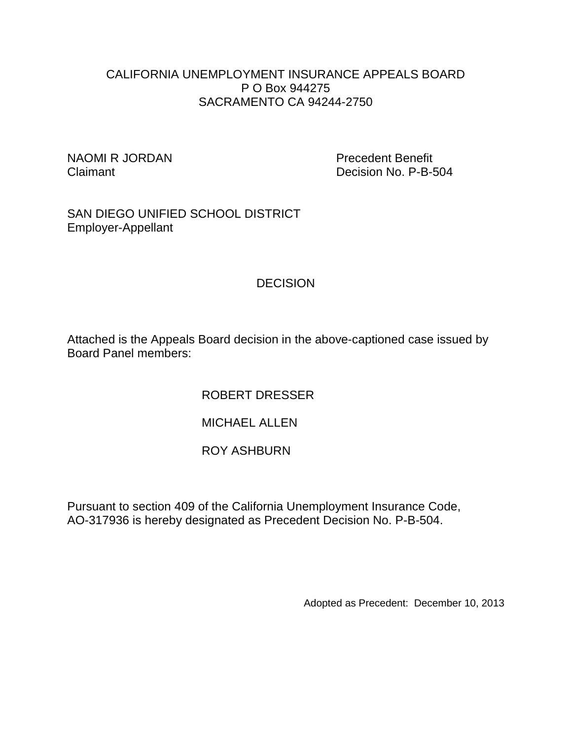CALIFORNIA UNEMPLOYMENT INSURANCE APPEALS BOARD
P O Box 944275
SACRAMENTO CA 94244-2750

NAOMI R JORDAN
Claimant

Precedent Benefit
Decision No. P-B-504

SAN DIEGO UNIFIED SCHOOL DISTRICT
Employer-Appellant

# DECISION

Attached is the Appeals Board decision in the above-captioned case issued by Board Panel members:

ROBERT DRESSER

MICHAEL ALLEN

ROY ASHBURN

Pursuant to section 409 of the California Unemployment Insurance Code, AO-317936 is hereby designated as Precedent Decision No. P-B-504.

Adopted as Precedent: December 10, 2013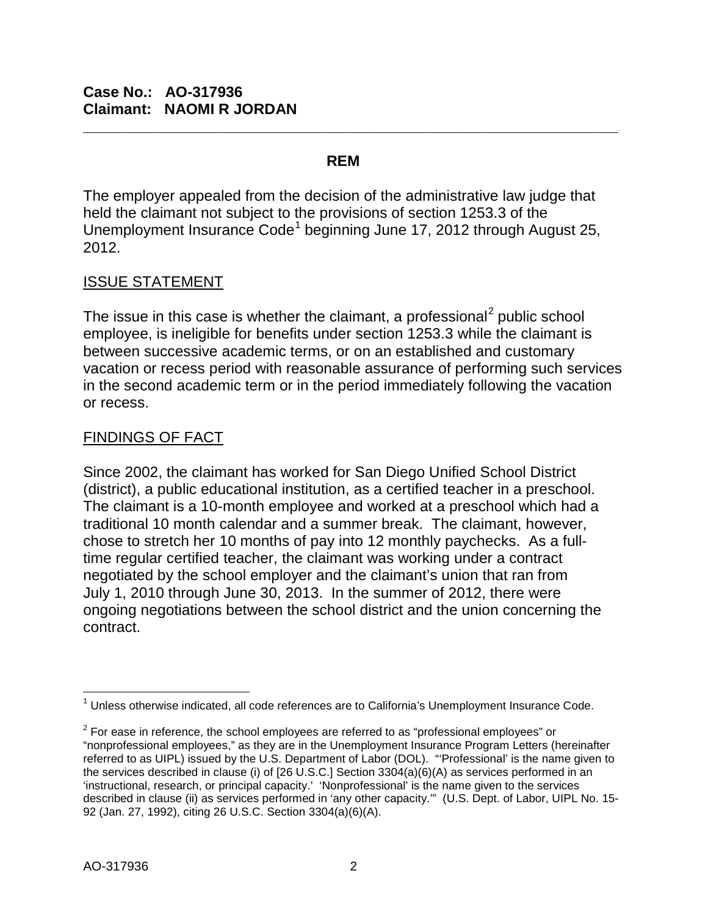**Case No.: AO-317936**
**Claimant: NAOMI R JORDAN**

---

**REM**

The employer appealed from the decision of the administrative law judge that held the claimant not subject to the provisions of section 1253.3 of the Unemployment Insurance Code[1] beginning June 17, 2012 through August 25, 2012.

ISSUE STATEMENT

The issue in this case is whether the claimant, a professional[2] public school employee, is ineligible for benefits under section 1253.3 while the claimant is between successive academic terms, or on an established and customary vacation or recess period with reasonable assurance of performing such services in the second academic term or in the period immediately following the vacation or recess.

FINDINGS OF FACT

Since 2002, the claimant has worked for San Diego Unified School District (district), a public educational institution, as a certified teacher in a preschool. The claimant is a 10-month employee and worked at a preschool which had a traditional 10 month calendar and a summer break. The claimant, however, chose to stretch her 10 months of pay into 12 monthly paychecks. As a full-time regular certified teacher, the claimant was working under a contract negotiated by the school employer and the claimant's union that ran from July 1, 2010 through June 30, 2013. In the summer of 2012, there were ongoing negotiations between the school district and the union concerning the contract.

---

[1] Unless otherwise indicated, all code references are to California's Unemployment Insurance Code.

[2] For ease in reference, the school employees are referred to as "professional employees" or "nonprofessional employees," as they are in the Unemployment Insurance Program Letters (hereinafter referred to as UIPL) issued by the U.S. Department of Labor (DOL). "'Professional' is the name given to the services described in clause (i) of [26 U.S.C.] Section 3304(a)(6)(A) as services performed in an 'instructional, research, or principal capacity.' 'Nonprofessional' is the name given to the services described in clause (ii) as services performed in 'any other capacity.'" (U.S. Dept. of Labor, UIPL No. 15-92 (Jan. 27, 1992), citing 26 U.S.C. Section 3304(a)(6)(A).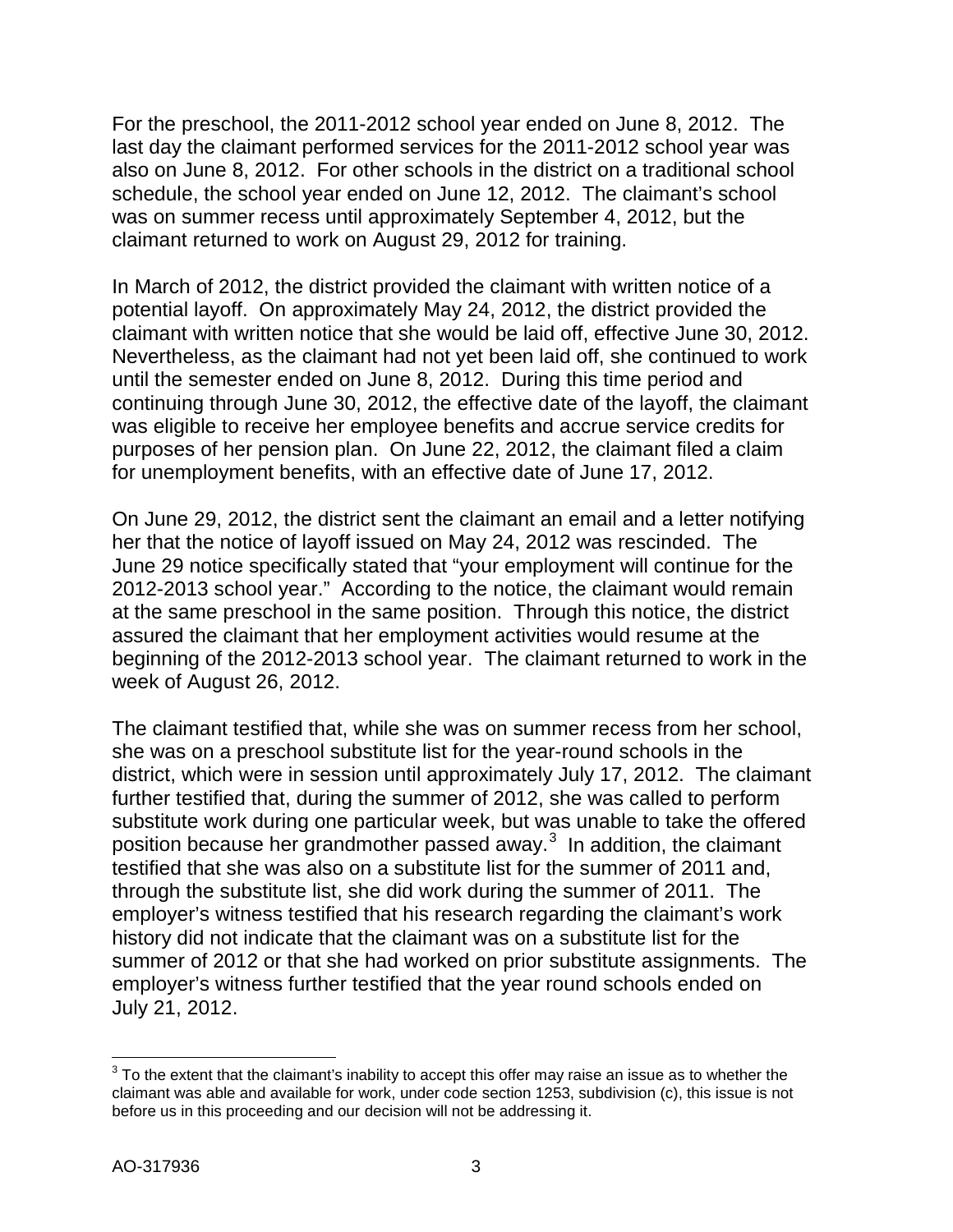For the preschool, the 2011-2012 school year ended on June 8, 2012. The last day the claimant performed services for the 2011-2012 school year was also on June 8, 2012. For other schools in the district on a traditional school schedule, the school year ended on June 12, 2012. The claimant's school was on summer recess until approximately September 4, 2012, but the claimant returned to work on August 29, 2012 for training.

In March of 2012, the district provided the claimant with written notice of a potential layoff. On approximately May 24, 2012, the district provided the claimant with written notice that she would be laid off, effective June 30, 2012. Nevertheless, as the claimant had not yet been laid off, she continued to work until the semester ended on June 8, 2012. During this time period and continuing through June 30, 2012, the effective date of the layoff, the claimant was eligible to receive her employee benefits and accrue service credits for purposes of her pension plan. On June 22, 2012, the claimant filed a claim for unemployment benefits, with an effective date of June 17, 2012.

On June 29, 2012, the district sent the claimant an email and a letter notifying her that the notice of layoff issued on May 24, 2012 was rescinded. The June 29 notice specifically stated that "your employment will continue for the 2012-2013 school year." According to the notice, the claimant would remain at the same preschool in the same position. Through this notice, the district assured the claimant that her employment activities would resume at the beginning of the 2012-2013 school year. The claimant returned to work in the week of August 26, 2012.

The claimant testified that, while she was on summer recess from her school, she was on a preschool substitute list for the year-round schools in the district, which were in session until approximately July 17, 2012. The claimant further testified that, during the summer of 2012, she was called to perform substitute work during one particular week, but was unable to take the offered position because her grandmother passed away.[3] In addition, the claimant testified that she was also on a substitute list for the summer of 2011 and, through the substitute list, she did work during the summer of 2011. The employer's witness testified that his research regarding the claimant's work history did not indicate that the claimant was on a substitute list for the summer of 2012 or that she had worked on prior substitute assignments. The employer's witness further testified that the year round schools ended on July 21, 2012.

---

[3] To the extent that the claimant's inability to accept this offer may raise an issue as to whether the claimant was able and available for work, under code section 1253, subdivision (c), this issue is not before us in this proceeding and our decision will not be addressing it.

AO-317936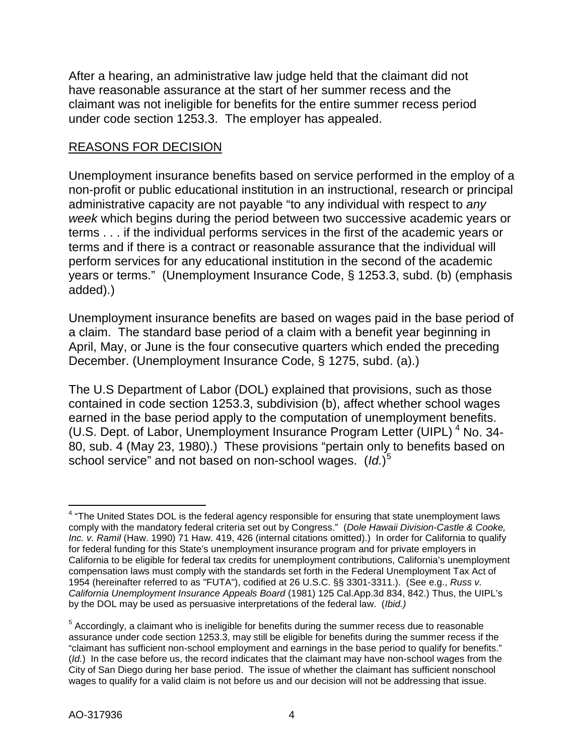After a hearing, an administrative law judge held that the claimant did not have reasonable assurance at the start of her summer recess and the claimant was not ineligible for benefits for the entire summer recess period under code section 1253.3. The employer has appealed.

## REASONS FOR DECISION

Unemployment insurance benefits based on service performed in the employ of a non-profit or public educational institution in an instructional, research or principal administrative capacity are not payable "to any individual with respect to *any week* which begins during the period between two successive academic years or terms . . . if the individual performs services in the first of the academic years or terms and if there is a contract or reasonable assurance that the individual will perform services for any educational institution in the second of the academic years or terms." (Unemployment Insurance Code, § 1253.3, subd. (b) (emphasis added).)

Unemployment insurance benefits are based on wages paid in the base period of a claim. The standard base period of a claim with a benefit year beginning in April, May, or June is the four consecutive quarters which ended the preceding December. (Unemployment Insurance Code, § 1275, subd. (a).)

The U.S Department of Labor (DOL) explained that provisions, such as those contained in code section 1253.3, subdivision (b), affect whether school wages earned in the base period apply to the computation of unemployment benefits. (U.S. Dept. of Labor, Unemployment Insurance Program Letter (UIPL) [4] No. 34-80, sub. 4 (May 23, 1980).) These provisions "pertain only to benefits based on school service" and not based on non-school wages. (*Id.*)[5]

---

[4] "The United States DOL is the federal agency responsible for ensuring that state unemployment laws comply with the mandatory federal criteria set out by Congress." (*Dole Hawaii Division-Castle & Cooke, Inc. v. Ramil* (Haw. 1990) 71 Haw. 419, 426 (internal citations omitted).) In order for California to qualify for federal funding for this State's unemployment insurance program and for private employers in California to be eligible for federal tax credits for unemployment contributions, California's unemployment compensation laws must comply with the standards set forth in the Federal Unemployment Tax Act of 1954 (hereinafter referred to as "FUTA"), codified at 26 U.S.C. §§ 3301-3311.). (See e.g., *Russ v. California Unemployment Insurance Appeals Board* (1981) 125 Cal.App.3d 834, 842.) Thus, the UIPL's by the DOL may be used as persuasive interpretations of the federal law. (*Ibid.)*

[5] Accordingly, a claimant who is ineligible for benefits during the summer recess due to reasonable assurance under code section 1253.3, may still be eligible for benefits during the summer recess if the "claimant has sufficient non-school employment and earnings in the base period to qualify for benefits." (*Id.*) In the case before us, the record indicates that the claimant may have non-school wages from the City of San Diego during her base period. The issue of whether the claimant has sufficient nonschool wages to qualify for a valid claim is not before us and our decision will not be addressing that issue.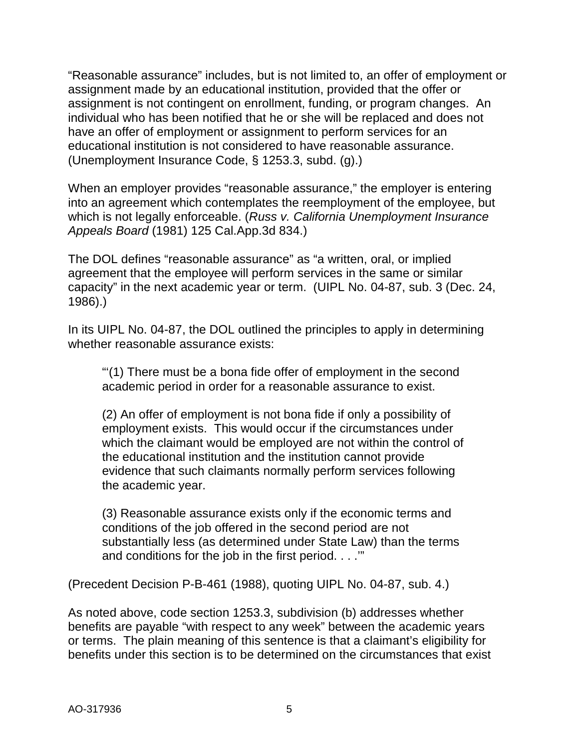"Reasonable assurance" includes, but is not limited to, an offer of employment or assignment made by an educational institution, provided that the offer or assignment is not contingent on enrollment, funding, or program changes. An individual who has been notified that he or she will be replaced and does not have an offer of employment or assignment to perform services for an educational institution is not considered to have reasonable assurance. (Unemployment Insurance Code, § 1253.3, subd. (g).)

When an employer provides "reasonable assurance," the employer is entering into an agreement which contemplates the reemployment of the employee, but which is not legally enforceable. (*Russ v. California Unemployment Insurance Appeals Board* (1981) 125 Cal.App.3d 834.)

The DOL defines "reasonable assurance" as "a written, oral, or implied agreement that the employee will perform services in the same or similar capacity" in the next academic year or term. (UIPL No. 04-87, sub. 3 (Dec. 24, 1986).)

In its UIPL No. 04-87, the DOL outlined the principles to apply in determining whether reasonable assurance exists:

> "'(1) There must be a bona fide offer of employment in the second academic period in order for a reasonable assurance to exist.
>
> (2) An offer of employment is not bona fide if only a possibility of employment exists. This would occur if the circumstances under which the claimant would be employed are not within the control of the educational institution and the institution cannot provide evidence that such claimants normally perform services following the academic year.
>
> (3) Reasonable assurance exists only if the economic terms and conditions of the job offered in the second period are not substantially less (as determined under State Law) than the terms and conditions for the job in the first period. . . .'"

(Precedent Decision P-B-461 (1988), quoting UIPL No. 04-87, sub. 4.)

As noted above, code section 1253.3, subdivision (b) addresses whether benefits are payable "with respect to any week" between the academic years or terms. The plain meaning of this sentence is that a claimant's eligibility for benefits under this section is to be determined on the circumstances that exist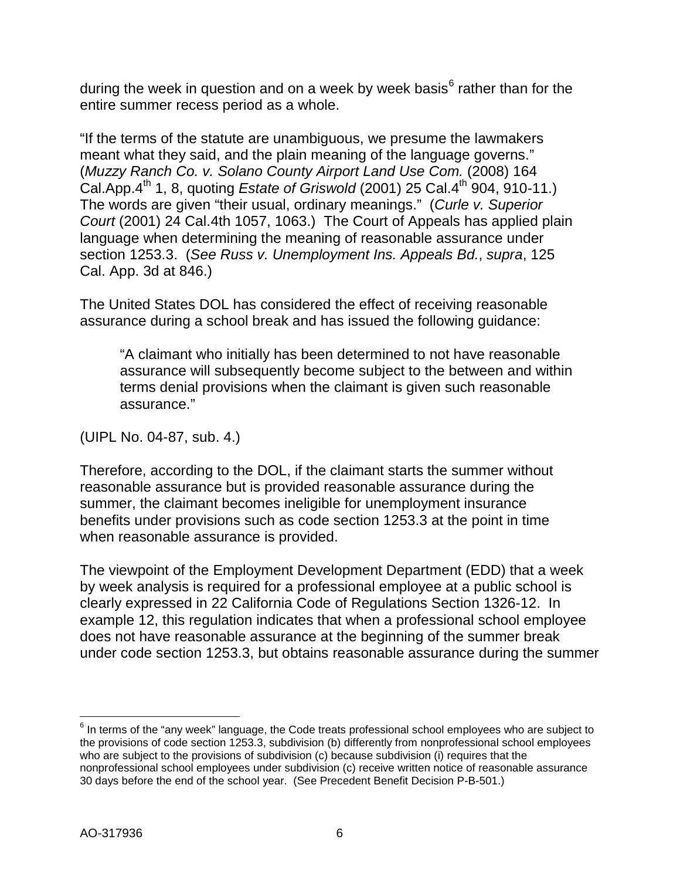during the week in question and on a week by week basis[6] rather than for the entire summer recess period as a whole.

"If the terms of the statute are unambiguous, we presume the lawmakers meant what they said, and the plain meaning of the language governs." (*Muzzy Ranch Co. v. Solano County Airport Land Use Com.* (2008) 164 Cal.App.4th 1, 8, quoting *Estate of Griswold* (2001) 25 Cal.4th 904, 910-11.) The words are given "their usual, ordinary meanings." (*Curle v. Superior Court* (2001) 24 Cal.4th 1057, 1063.) The Court of Appeals has applied plain language when determining the meaning of reasonable assurance under section 1253.3. (*See Russ v. Unemployment Ins. Appeals Bd.*, *supra*, 125 Cal. App. 3d at 846.)

The United States DOL has considered the effect of receiving reasonable assurance during a school break and has issued the following guidance:

> "A claimant who initially has been determined to not have reasonable assurance will subsequently become subject to the between and within terms denial provisions when the claimant is given such reasonable assurance."

(UIPL No. 04-87, sub. 4.)

Therefore, according to the DOL, if the claimant starts the summer without reasonable assurance but is provided reasonable assurance during the summer, the claimant becomes ineligible for unemployment insurance benefits under provisions such as code section 1253.3 at the point in time when reasonable assurance is provided.

The viewpoint of the Employment Development Department (EDD) that a week by week analysis is required for a professional employee at a public school is clearly expressed in 22 California Code of Regulations Section 1326-12. In example 12, this regulation indicates that when a professional school employee does not have reasonable assurance at the beginning of the summer break under code section 1253.3, but obtains reasonable assurance during the summer

---

[6] In terms of the "any week" language, the Code treats professional school employees who are subject to the provisions of code section 1253.3, subdivision (b) differently from nonprofessional school employees who are subject to the provisions of subdivision (c) because subdivision (i) requires that the nonprofessional school employees under subdivision (c) receive written notice of reasonable assurance 30 days before the end of the school year. (See Precedent Benefit Decision P-B-501.)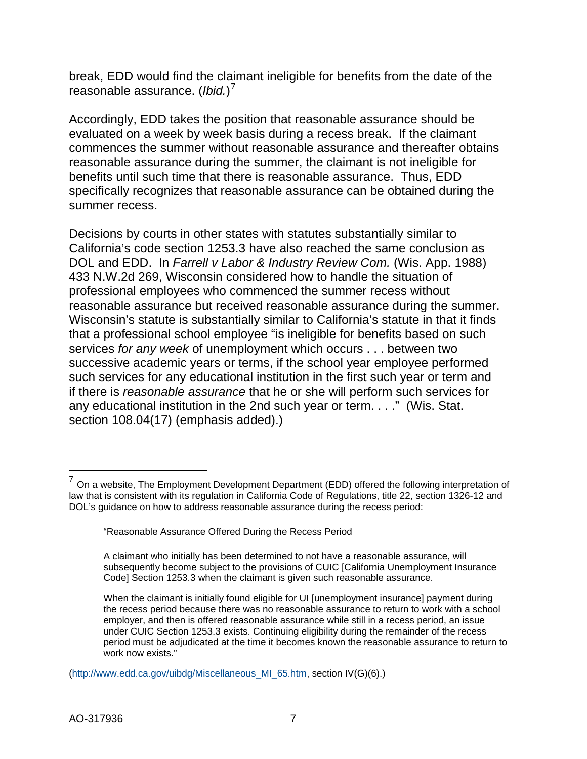break, EDD would find the claimant ineligible for benefits from the date of the reasonable assurance. (*Ibid.*)[7]

Accordingly, EDD takes the position that reasonable assurance should be evaluated on a week by week basis during a recess break. If the claimant commences the summer without reasonable assurance and thereafter obtains reasonable assurance during the summer, the claimant is not ineligible for benefits until such time that there is reasonable assurance. Thus, EDD specifically recognizes that reasonable assurance can be obtained during the summer recess.

Decisions by courts in other states with statutes substantially similar to California's code section 1253.3 have also reached the same conclusion as DOL and EDD. In *Farrell v Labor & Industry Review Com.* (Wis. App. 1988) 433 N.W.2d 269, Wisconsin considered how to handle the situation of professional employees who commenced the summer recess without reasonable assurance but received reasonable assurance during the summer. Wisconsin's statute is substantially similar to California's statute in that it finds that a professional school employee "is ineligible for benefits based on such services *for any week* of unemployment which occurs . . . between two successive academic years or terms, if the school year employee performed such services for any educational institution in the first such year or term and if there is *reasonable assurance* that he or she will perform such services for any educational institution in the 2nd such year or term. . . ." (Wis. Stat. section 108.04(17) (emphasis added).)

---

[7] On a website, The Employment Development Department (EDD) offered the following interpretation of law that is consistent with its regulation in California Code of Regulations, title 22, section 1326-12 and DOL's guidance on how to address reasonable assurance during the recess period:

> "Reasonable Assurance Offered During the Recess Period
>
> A claimant who initially has been determined to not have a reasonable assurance, will subsequently become subject to the provisions of CUIC [California Unemployment Insurance Code] Section 1253.3 when the claimant is given such reasonable assurance.
>
> When the claimant is initially found eligible for UI [unemployment insurance] payment during the recess period because there was no reasonable assurance to return to work with a school employer, and then is offered reasonable assurance while still in a recess period, an issue under CUIC Section 1253.3 exists. Continuing eligibility during the remainder of the recess period must be adjudicated at the time it becomes known the reasonable assurance to return to work now exists."

(http://www.edd.ca.gov/uibdg/Miscellaneous_MI_65.htm, section IV(G)(6).)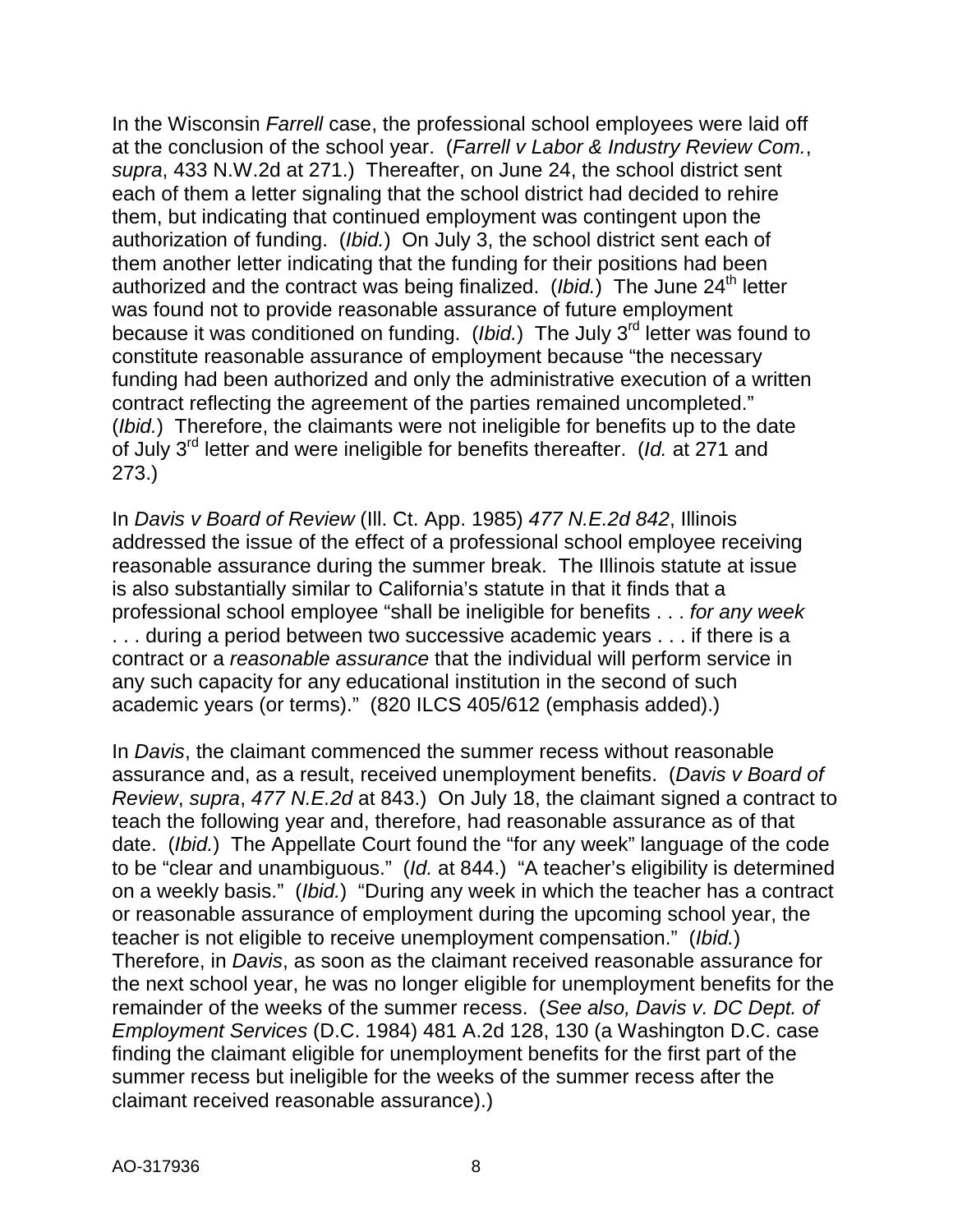In the Wisconsin *Farrell* case, the professional school employees were laid off at the conclusion of the school year. (*Farrell v Labor & Industry Review Com.*, *supra*, 433 N.W.2d at 271.) Thereafter, on June 24, the school district sent each of them a letter signaling that the school district had decided to rehire them, but indicating that continued employment was contingent upon the authorization of funding. (*Ibid.*) On July 3, the school district sent each of them another letter indicating that the funding for their positions had been authorized and the contract was being finalized. (*Ibid.*) The June 24th letter was found not to provide reasonable assurance of future employment because it was conditioned on funding. (*Ibid.*) The July 3rd letter was found to constitute reasonable assurance of employment because "the necessary funding had been authorized and only the administrative execution of a written contract reflecting the agreement of the parties remained uncompleted." (*Ibid.*) Therefore, the claimants were not ineligible for benefits up to the date of July 3rd letter and were ineligible for benefits thereafter. (*Id.* at 271 and 273.)

In *Davis v Board of Review* (Ill. Ct. App. 1985) *477 N.E.2d 842*, Illinois addressed the issue of the effect of a professional school employee receiving reasonable assurance during the summer break. The Illinois statute at issue is also substantially similar to California's statute in that it finds that a professional school employee "shall be ineligible for benefits . . . *for any week* . . . during a period between two successive academic years . . . if there is a contract or a *reasonable assurance* that the individual will perform service in any such capacity for any educational institution in the second of such academic years (or terms)." (820 ILCS 405/612 (emphasis added).)

In *Davis*, the claimant commenced the summer recess without reasonable assurance and, as a result, received unemployment benefits. (*Davis v Board of Review*, *supra*, *477 N.E.2d* at 843.) On July 18, the claimant signed a contract to teach the following year and, therefore, had reasonable assurance as of that date. (*Ibid.*) The Appellate Court found the "for any week" language of the code to be "clear and unambiguous." (*Id.* at 844.) "A teacher's eligibility is determined on a weekly basis." (*Ibid.*) "During any week in which the teacher has a contract or reasonable assurance of employment during the upcoming school year, the teacher is not eligible to receive unemployment compensation." (*Ibid.*) Therefore, in *Davis*, as soon as the claimant received reasonable assurance for the next school year, he was no longer eligible for unemployment benefits for the remainder of the weeks of the summer recess. (*See also, Davis v. DC Dept. of Employment Services* (D.C. 1984) 481 A.2d 128, 130 (a Washington D.C. case finding the claimant eligible for unemployment benefits for the first part of the summer recess but ineligible for the weeks of the summer recess after the claimant received reasonable assurance).)

AO-317936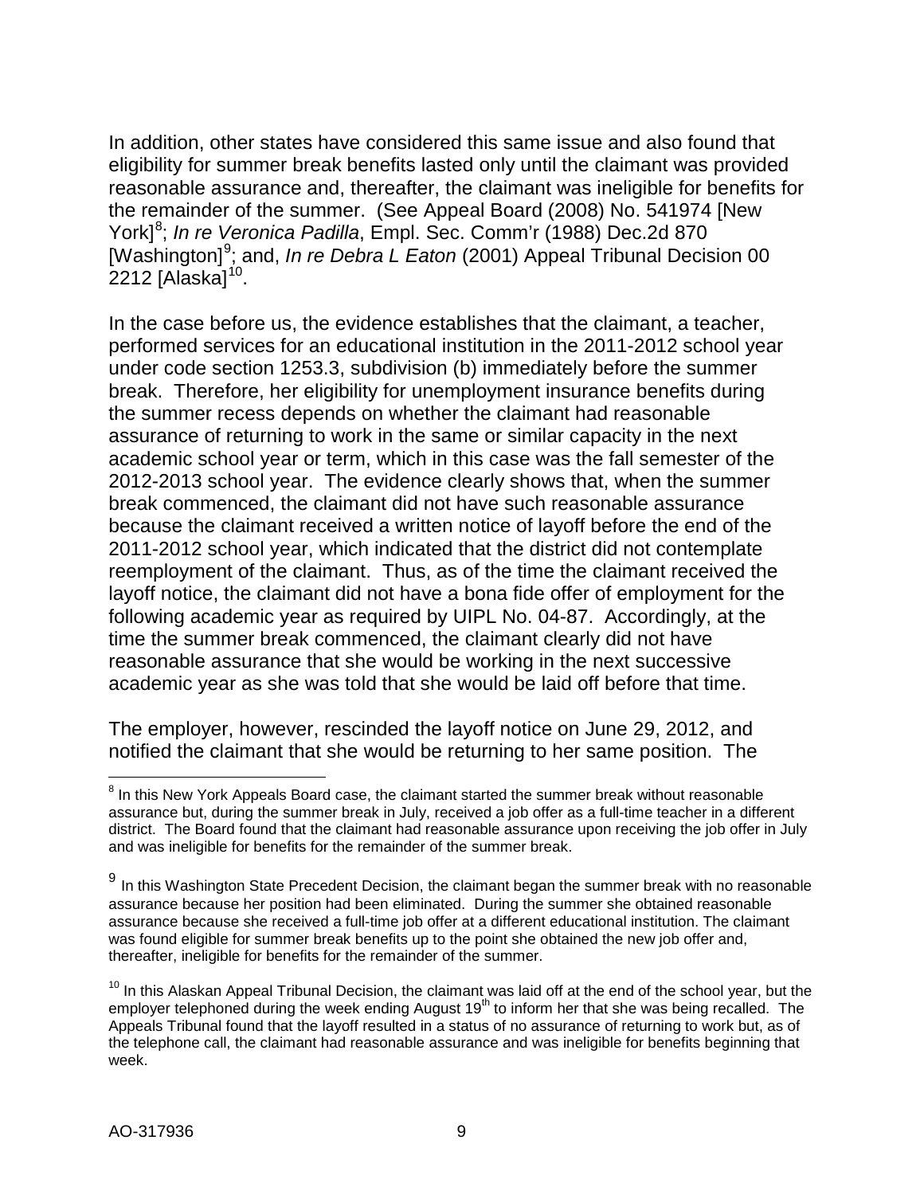In addition, other states have considered this same issue and also found that eligibility for summer break benefits lasted only until the claimant was provided reasonable assurance and, thereafter, the claimant was ineligible for benefits for the remainder of the summer. (See Appeal Board (2008) No. 541974 [New York][8]; *In re Veronica Padilla*, Empl. Sec. Comm'r (1988) Dec.2d 870 [Washington][9]; and, *In re Debra L Eaton* (2001) Appeal Tribunal Decision 00 2212 [Alaska][10].

In the case before us, the evidence establishes that the claimant, a teacher, performed services for an educational institution in the 2011-2012 school year under code section 1253.3, subdivision (b) immediately before the summer break. Therefore, her eligibility for unemployment insurance benefits during the summer recess depends on whether the claimant had reasonable assurance of returning to work in the same or similar capacity in the next academic school year or term, which in this case was the fall semester of the 2012-2013 school year. The evidence clearly shows that, when the summer break commenced, the claimant did not have such reasonable assurance because the claimant received a written notice of layoff before the end of the 2011-2012 school year, which indicated that the district did not contemplate reemployment of the claimant. Thus, as of the time the claimant received the layoff notice, the claimant did not have a bona fide offer of employment for the following academic year as required by UIPL No. 04-87. Accordingly, at the time the summer break commenced, the claimant clearly did not have reasonable assurance that she would be working in the next successive academic year as she was told that she would be laid off before that time.

The employer, however, rescinded the layoff notice on June 29, 2012, and notified the claimant that she would be returning to her same position. The

---

[8] In this New York Appeals Board case, the claimant started the summer break without reasonable assurance but, during the summer break in July, received a job offer as a full-time teacher in a different district. The Board found that the claimant had reasonable assurance upon receiving the job offer in July and was ineligible for benefits for the remainder of the summer break.

[9] In this Washington State Precedent Decision, the claimant began the summer break with no reasonable assurance because her position had been eliminated. During the summer she obtained reasonable assurance because she received a full-time job offer at a different educational institution. The claimant was found eligible for summer break benefits up to the point she obtained the new job offer and, thereafter, ineligible for benefits for the remainder of the summer.

[10] In this Alaskan Appeal Tribunal Decision, the claimant was laid off at the end of the school year, but the employer telephoned during the week ending August 19th to inform her that she was being recalled. The Appeals Tribunal found that the layoff resulted in a status of no assurance of returning to work but, as of the telephone call, the claimant had reasonable assurance and was ineligible for benefits beginning that week.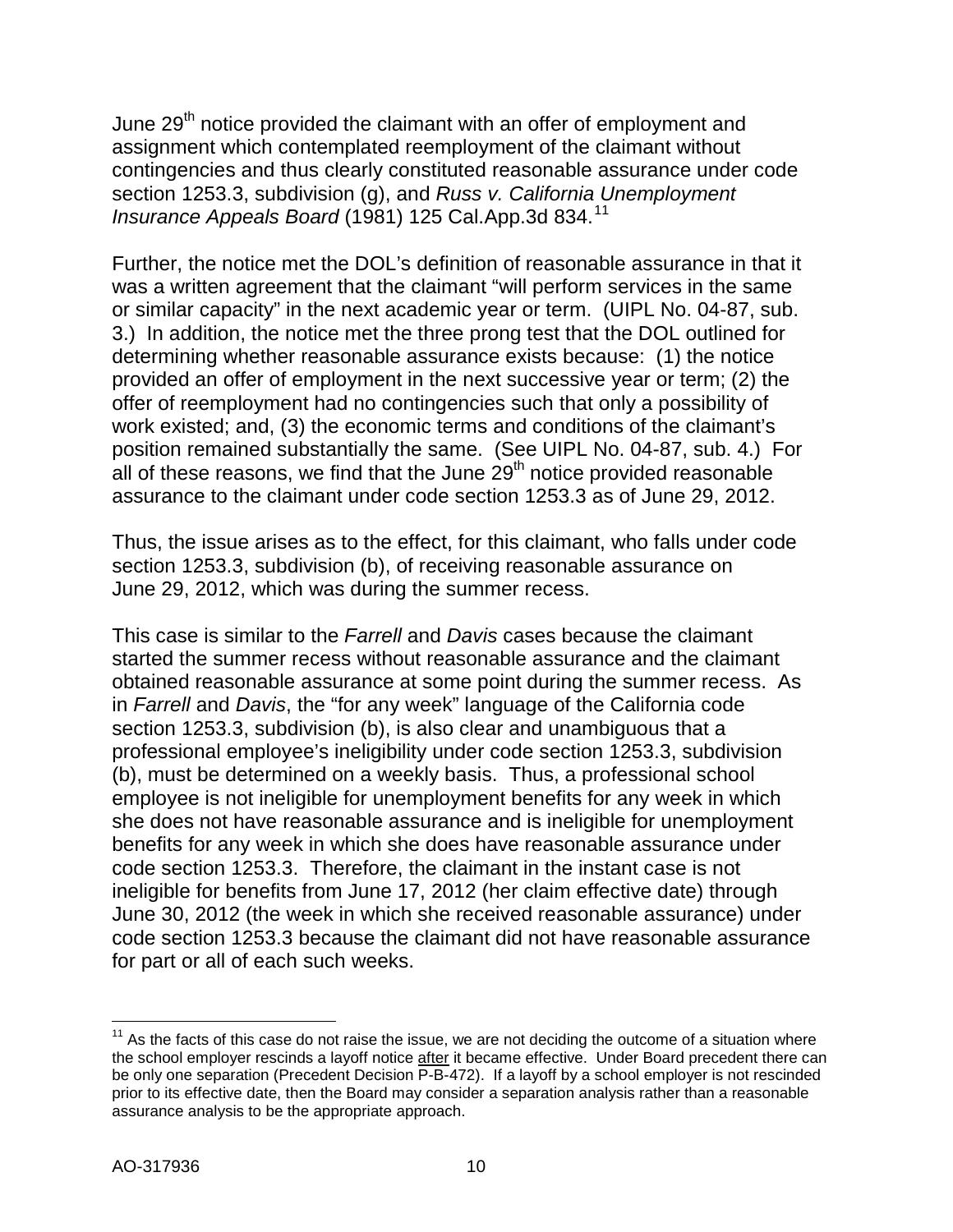June 29th notice provided the claimant with an offer of employment and assignment which contemplated reemployment of the claimant without contingencies and thus clearly constituted reasonable assurance under code section 1253.3, subdivision (g), and *Russ v. California Unemployment Insurance Appeals Board* (1981) 125 Cal.App.3d 834.[11]

Further, the notice met the DOL's definition of reasonable assurance in that it was a written agreement that the claimant "will perform services in the same or similar capacity" in the next academic year or term. (UIPL No. 04-87, sub. 3.) In addition, the notice met the three prong test that the DOL outlined for determining whether reasonable assurance exists because: (1) the notice provided an offer of employment in the next successive year or term; (2) the offer of reemployment had no contingencies such that only a possibility of work existed; and, (3) the economic terms and conditions of the claimant's position remained substantially the same. (See UIPL No. 04-87, sub. 4.) For all of these reasons, we find that the June 29th notice provided reasonable assurance to the claimant under code section 1253.3 as of June 29, 2012.

Thus, the issue arises as to the effect, for this claimant, who falls under code section 1253.3, subdivision (b), of receiving reasonable assurance on June 29, 2012, which was during the summer recess.

This case is similar to the *Farrell* and *Davis* cases because the claimant started the summer recess without reasonable assurance and the claimant obtained reasonable assurance at some point during the summer recess. As in *Farrell* and *Davis*, the "for any week" language of the California code section 1253.3, subdivision (b), is also clear and unambiguous that a professional employee's ineligibility under code section 1253.3, subdivision (b), must be determined on a weekly basis. Thus, a professional school employee is not ineligible for unemployment benefits for any week in which she does not have reasonable assurance and is ineligible for unemployment benefits for any week in which she does have reasonable assurance under code section 1253.3. Therefore, the claimant in the instant case is not ineligible for benefits from June 17, 2012 (her claim effective date) through June 30, 2012 (the week in which she received reasonable assurance) under code section 1253.3 because the claimant did not have reasonable assurance for part or all of each such weeks.

---

[11] As the facts of this case do not raise the issue, we are not deciding the outcome of a situation where the school employer rescinds a layoff notice after it became effective. Under Board precedent there can be only one separation (Precedent Decision P-B-472). If a layoff by a school employer is not rescinded prior to its effective date, then the Board may consider a separation analysis rather than a reasonable assurance analysis to be the appropriate approach.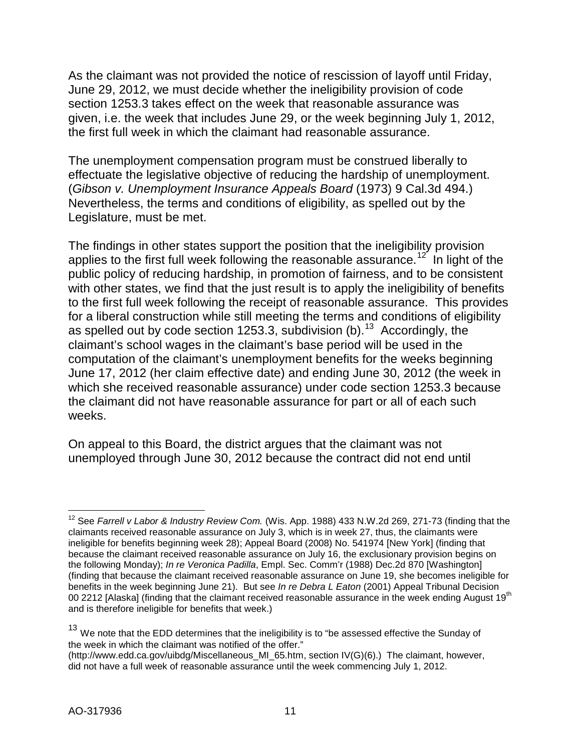As the claimant was not provided the notice of rescission of layoff until Friday, June 29, 2012, we must decide whether the ineligibility provision of code section 1253.3 takes effect on the week that reasonable assurance was given, i.e. the week that includes June 29, or the week beginning July 1, 2012, the first full week in which the claimant had reasonable assurance.

The unemployment compensation program must be construed liberally to effectuate the legislative objective of reducing the hardship of unemployment. (*Gibson v. Unemployment Insurance Appeals Board* (1973) 9 Cal.3d 494.) Nevertheless, the terms and conditions of eligibility, as spelled out by the Legislature, must be met.

The findings in other states support the position that the ineligibility provision applies to the first full week following the reasonable assurance.[12] In light of the public policy of reducing hardship, in promotion of fairness, and to be consistent with other states, we find that the just result is to apply the ineligibility of benefits to the first full week following the receipt of reasonable assurance. This provides for a liberal construction while still meeting the terms and conditions of eligibility as spelled out by code section 1253.3, subdivision (b).[13] Accordingly, the claimant's school wages in the claimant's base period will be used in the computation of the claimant's unemployment benefits for the weeks beginning June 17, 2012 (her claim effective date) and ending June 30, 2012 (the week in which she received reasonable assurance) under code section 1253.3 because the claimant did not have reasonable assurance for part or all of each such weeks.

On appeal to this Board, the district argues that the claimant was not unemployed through June 30, 2012 because the contract did not end until

---

[12] See *Farrell v Labor & Industry Review Com.* (Wis. App. 1988) 433 N.W.2d 269, 271-73 (finding that the claimants received reasonable assurance on July 3, which is in week 27, thus, the claimants were ineligible for benefits beginning week 28); Appeal Board (2008) No. 541974 [New York] (finding that because the claimant received reasonable assurance on July 16, the exclusionary provision begins on the following Monday); *In re Veronica Padilla*, Empl. Sec. Comm'r (1988) Dec.2d 870 [Washington] (finding that because the claimant received reasonable assurance on June 19, she becomes ineligible for benefits in the week beginning June 21). But see *In re Debra L Eaton* (2001) Appeal Tribunal Decision 00 2212 [Alaska] (finding that the claimant received reasonable assurance in the week ending August 19th and is therefore ineligible for benefits that week.)

[13] We note that the EDD determines that the ineligibility is to "be assessed effective the Sunday of the week in which the claimant was notified of the offer." (http://www.edd.ca.gov/uibdg/Miscellaneous_MI_65.htm, section IV(G)(6).) The claimant, however, did not have a full week of reasonable assurance until the week commencing July 1, 2012.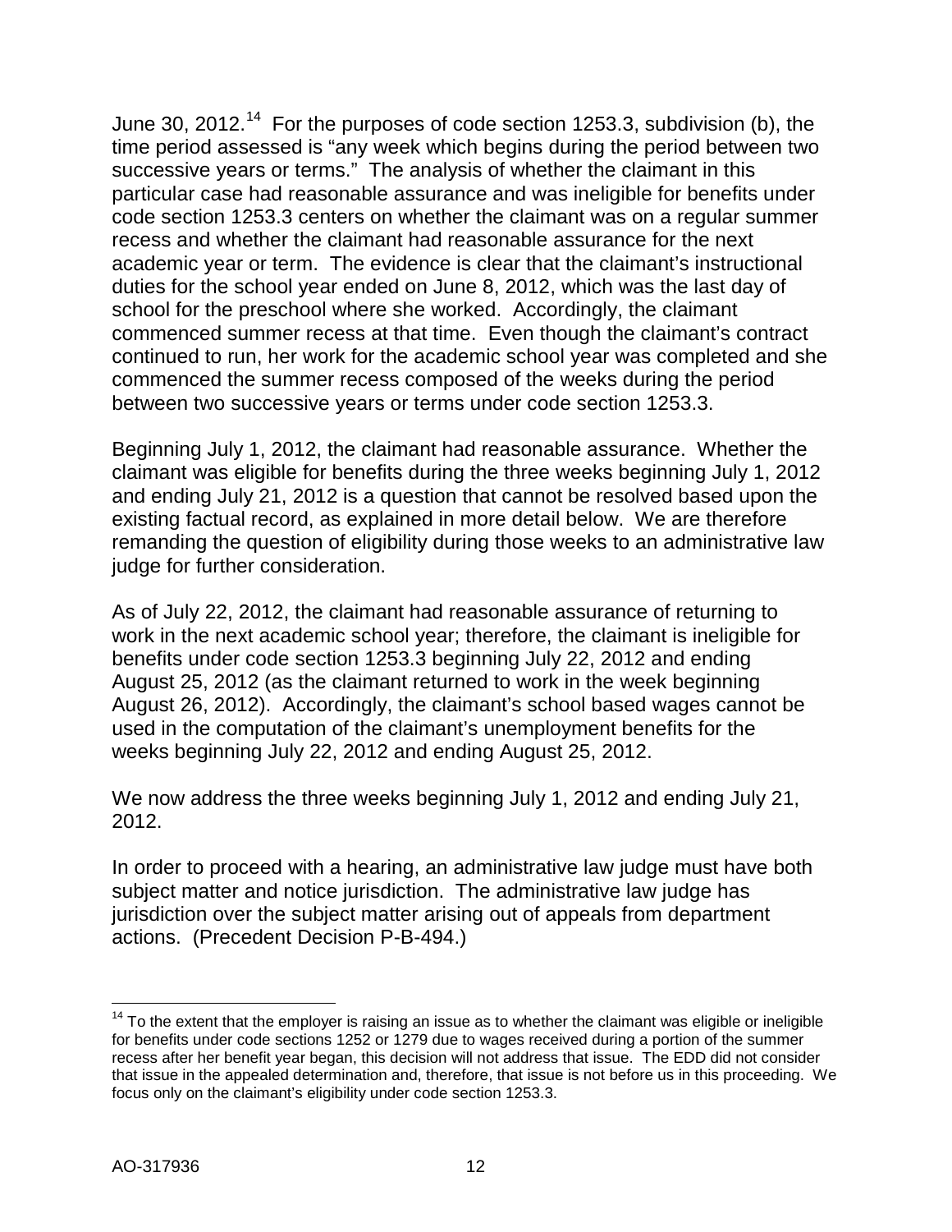June 30, 2012.[14] For the purposes of code section 1253.3, subdivision (b), the time period assessed is "any week which begins during the period between two successive years or terms." The analysis of whether the claimant in this particular case had reasonable assurance and was ineligible for benefits under code section 1253.3 centers on whether the claimant was on a regular summer recess and whether the claimant had reasonable assurance for the next academic year or term. The evidence is clear that the claimant's instructional duties for the school year ended on June 8, 2012, which was the last day of school for the preschool where she worked. Accordingly, the claimant commenced summer recess at that time. Even though the claimant's contract continued to run, her work for the academic school year was completed and she commenced the summer recess composed of the weeks during the period between two successive years or terms under code section 1253.3.

Beginning July 1, 2012, the claimant had reasonable assurance. Whether the claimant was eligible for benefits during the three weeks beginning July 1, 2012 and ending July 21, 2012 is a question that cannot be resolved based upon the existing factual record, as explained in more detail below. We are therefore remanding the question of eligibility during those weeks to an administrative law judge for further consideration.

As of July 22, 2012, the claimant had reasonable assurance of returning to work in the next academic school year; therefore, the claimant is ineligible for benefits under code section 1253.3 beginning July 22, 2012 and ending August 25, 2012 (as the claimant returned to work in the week beginning August 26, 2012). Accordingly, the claimant's school based wages cannot be used in the computation of the claimant's unemployment benefits for the weeks beginning July 22, 2012 and ending August 25, 2012.

We now address the three weeks beginning July 1, 2012 and ending July 21, 2012.

In order to proceed with a hearing, an administrative law judge must have both subject matter and notice jurisdiction. The administrative law judge has jurisdiction over the subject matter arising out of appeals from department actions. (Precedent Decision P-B-494.)

[14] To the extent that the employer is raising an issue as to whether the claimant was eligible or ineligible for benefits under code sections 1252 or 1279 due to wages received during a portion of the summer recess after her benefit year began, this decision will not address that issue. The EDD did not consider that issue in the appealed determination and, therefore, that issue is not before us in this proceeding. We focus only on the claimant's eligibility under code section 1253.3.

AO-317936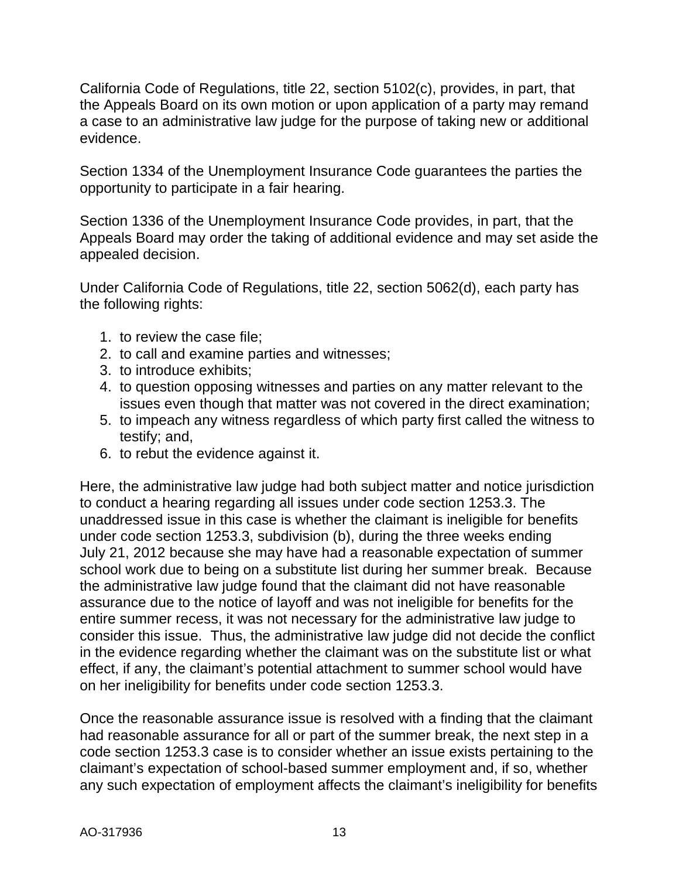California Code of Regulations, title 22, section 5102(c), provides, in part, that the Appeals Board on its own motion or upon application of a party may remand a case to an administrative law judge for the purpose of taking new or additional evidence.

Section 1334 of the Unemployment Insurance Code guarantees the parties the opportunity to participate in a fair hearing.

Section 1336 of the Unemployment Insurance Code provides, in part, that the Appeals Board may order the taking of additional evidence and may set aside the appealed decision.

Under California Code of Regulations, title 22, section 5062(d), each party has the following rights:

1. to review the case file;
2. to call and examine parties and witnesses;
3. to introduce exhibits;
4. to question opposing witnesses and parties on any matter relevant to the issues even though that matter was not covered in the direct examination;
5. to impeach any witness regardless of which party first called the witness to testify; and,
6. to rebut the evidence against it.

Here, the administrative law judge had both subject matter and notice jurisdiction to conduct a hearing regarding all issues under code section 1253.3. The unaddressed issue in this case is whether the claimant is ineligible for benefits under code section 1253.3, subdivision (b), during the three weeks ending July 21, 2012 because she may have had a reasonable expectation of summer school work due to being on a substitute list during her summer break. Because the administrative law judge found that the claimant did not have reasonable assurance due to the notice of layoff and was not ineligible for benefits for the entire summer recess, it was not necessary for the administrative law judge to consider this issue. Thus, the administrative law judge did not decide the conflict in the evidence regarding whether the claimant was on the substitute list or what effect, if any, the claimant's potential attachment to summer school would have on her ineligibility for benefits under code section 1253.3.

Once the reasonable assurance issue is resolved with a finding that the claimant had reasonable assurance for all or part of the summer break, the next step in a code section 1253.3 case is to consider whether an issue exists pertaining to the claimant's expectation of school-based summer employment and, if so, whether any such expectation of employment affects the claimant's ineligibility for benefits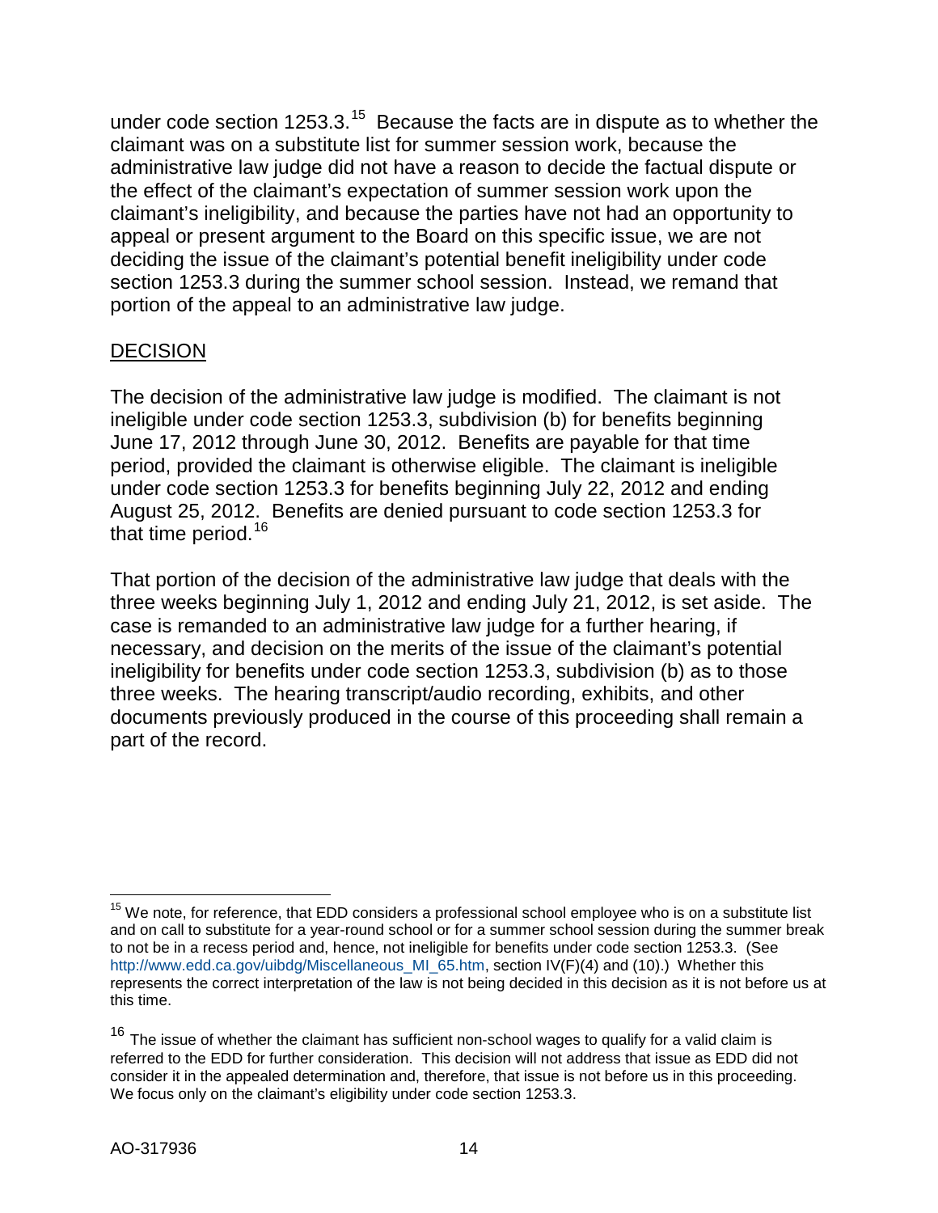under code section 1253.3.[15] Because the facts are in dispute as to whether the claimant was on a substitute list for summer session work, because the administrative law judge did not have a reason to decide the factual dispute or the effect of the claimant's expectation of summer session work upon the claimant's ineligibility, and because the parties have not had an opportunity to appeal or present argument to the Board on this specific issue, we are not deciding the issue of the claimant's potential benefit ineligibility under code section 1253.3 during the summer school session. Instead, we remand that portion of the appeal to an administrative law judge.

## DECISION

The decision of the administrative law judge is modified. The claimant is not ineligible under code section 1253.3, subdivision (b) for benefits beginning June 17, 2012 through June 30, 2012. Benefits are payable for that time period, provided the claimant is otherwise eligible. The claimant is ineligible under code section 1253.3 for benefits beginning July 22, 2012 and ending August 25, 2012. Benefits are denied pursuant to code section 1253.3 for that time period.[16]

That portion of the decision of the administrative law judge that deals with the three weeks beginning July 1, 2012 and ending July 21, 2012, is set aside. The case is remanded to an administrative law judge for a further hearing, if necessary, and decision on the merits of the issue of the claimant's potential ineligibility for benefits under code section 1253.3, subdivision (b) as to those three weeks. The hearing transcript/audio recording, exhibits, and other documents previously produced in the course of this proceeding shall remain a part of the record.

---

[15] We note, for reference, that EDD considers a professional school employee who is on a substitute list and on call to substitute for a year-round school or for a summer school session during the summer break to not be in a recess period and, hence, not ineligible for benefits under code section 1253.3. (See http://www.edd.ca.gov/uibdg/Miscellaneous_MI_65.htm, section IV(F)(4) and (10).) Whether this represents the correct interpretation of the law is not being decided in this decision as it is not before us at this time.

[16] The issue of whether the claimant has sufficient non-school wages to qualify for a valid claim is referred to the EDD for further consideration. This decision will not address that issue as EDD did not consider it in the appealed determination and, therefore, that issue is not before us in this proceeding. We focus only on the claimant's eligibility under code section 1253.3.

AO-317936